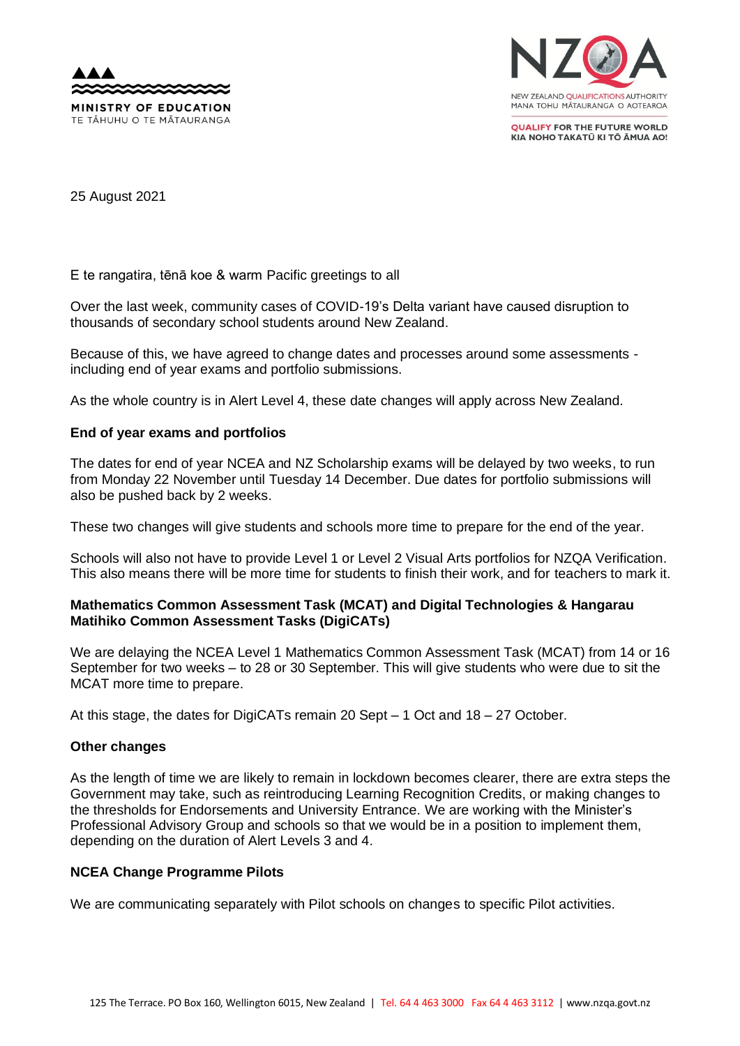MINISTRY OF EDUCATION
TE TĀHUHU O TE MĀTAURANGA

NZQA
NEW ZEALAND QUALIFICATIONS AUTHORITY
MANA TOHU MĀTAURANGA O AOTEAROA

QUALIFY FOR THE FUTURE WORLD
KIA NOHO TAKATŪ KI TŌ ĀMUA AO!

25 August 2021

E te rangatira, tēnā koe & warm Pacific greetings to all

Over the last week, community cases of COVID-19's Delta variant have caused disruption to thousands of secondary school students around New Zealand.

Because of this, we have agreed to change dates and processes around some assessments - including end of year exams and portfolio submissions.

As the whole country is in Alert Level 4, these date changes will apply across New Zealand.

**End of year exams and portfolios**

The dates for end of year NCEA and NZ Scholarship exams will be delayed by two weeks, to run from Monday 22 November until Tuesday 14 December. Due dates for portfolio submissions will also be pushed back by 2 weeks.

These two changes will give students and schools more time to prepare for the end of the year.

Schools will also not have to provide Level 1 or Level 2 Visual Arts portfolios for NZQA Verification. This also means there will be more time for students to finish their work, and for teachers to mark it.

**Mathematics Common Assessment Task (MCAT) and Digital Technologies & Hangarau Matihiko Common Assessment Tasks (DigiCATs)**

We are delaying the NCEA Level 1 Mathematics Common Assessment Task (MCAT) from 14 or 16 September for two weeks – to 28 or 30 September. This will give students who were due to sit the MCAT more time to prepare.

At this stage, the dates for DigiCATs remain 20 Sept – 1 Oct and 18 – 27 October.

**Other changes**

As the length of time we are likely to remain in lockdown becomes clearer, there are extra steps the Government may take, such as reintroducing Learning Recognition Credits, or making changes to the thresholds for Endorsements and University Entrance. We are working with the Minister's Professional Advisory Group and schools so that we would be in a position to implement them, depending on the duration of Alert Levels 3 and 4.

**NCEA Change Programme Pilots**

We are communicating separately with Pilot schools on changes to specific Pilot activities.

125 The Terrace. PO Box 160, Wellington 6015, New Zealand | Tel. 64 4 463 3000 Fax 64 4 463 3112 | www.nzqa.govt.nz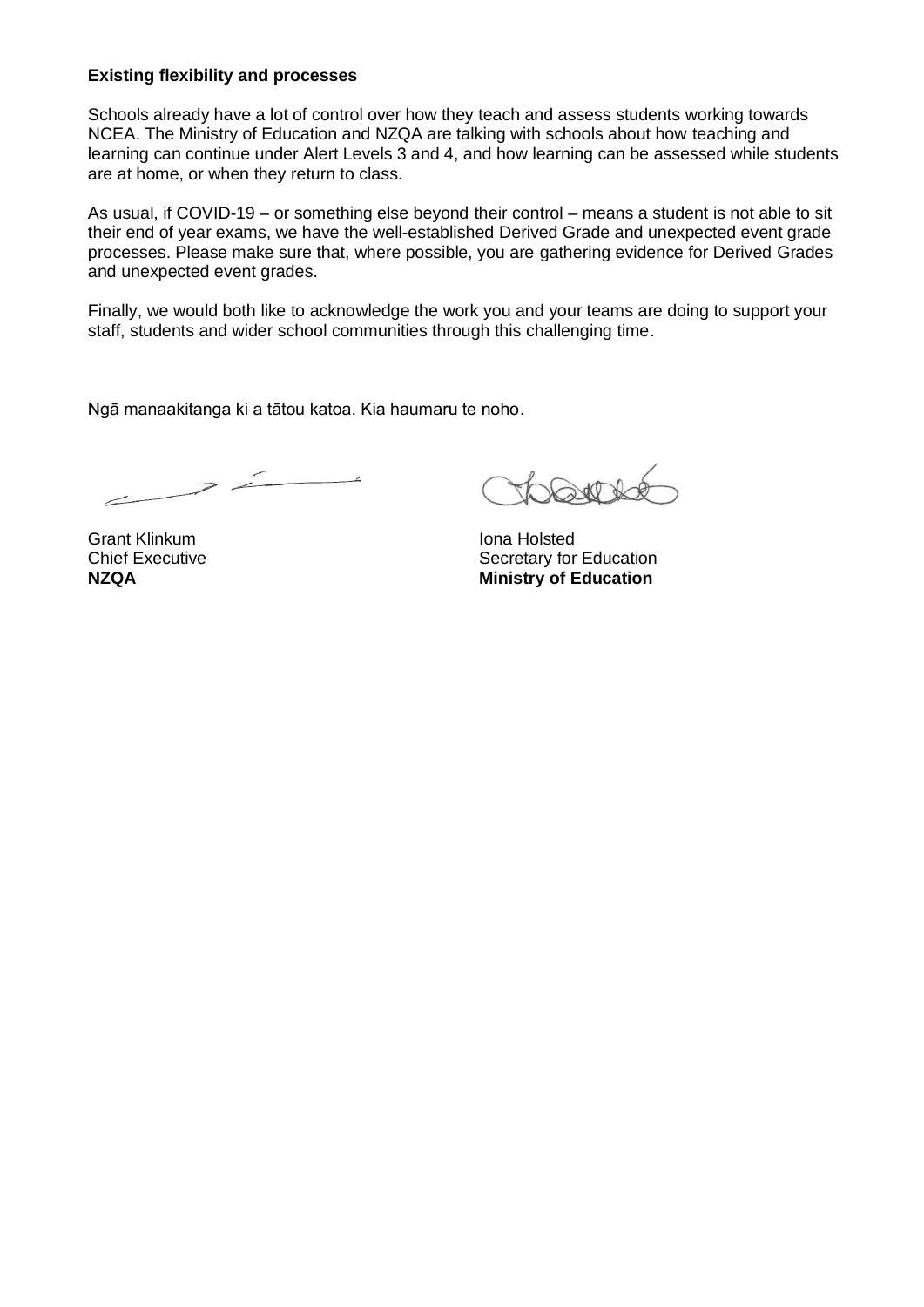**Existing flexibility and processes**

Schools already have a lot of control over how they teach and assess students working towards NCEA. The Ministry of Education and NZQA are talking with schools about how teaching and learning can continue under Alert Levels 3 and 4, and how learning can be assessed while students are at home, or when they return to class.

As usual, if COVID-19 – or something else beyond their control – means a student is not able to sit their end of year exams, we have the well-established Derived Grade and unexpected event grade processes. Please make sure that, where possible, you are gathering evidence for Derived Grades and unexpected event grades.

Finally, we would both like to acknowledge the work you and your teams are doing to support your staff, students and wider school communities through this challenging time.

Ngā manaakitanga ki a tātou katoa. Kia haumaru te noho.

Grant Klinkum
Chief Executive
**NZQA**

Iona Holsted
Secretary for Education
**Ministry of Education**